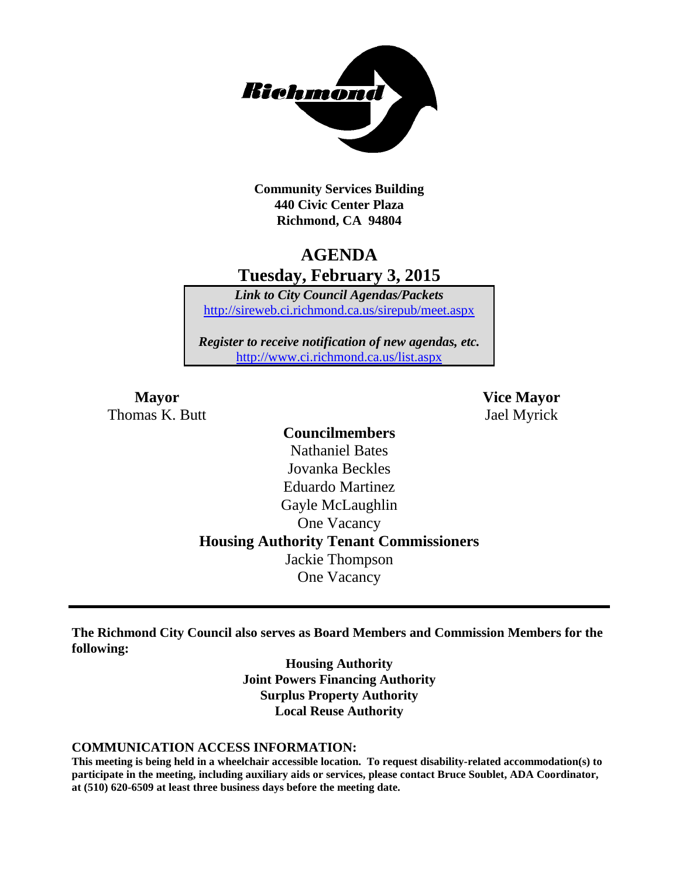**Community Services Building**
**440 Civic Center Plaza**
**Richmond, CA 94804**

# AGENDA
## Tuesday, February 3, 2015

***Link to City Council Agendas/Packets***
http://sireweb.ci.richmond.ca.us/sirepub/meet.aspx

***Register to receive notification of new agendas, etc.***
http://www.ci.richmond.ca.us/list.aspx

**Mayor**
Thomas K. Butt

**Vice Mayor**
Jael Myrick

**Councilmembers**
Nathaniel Bates
Jovanka Beckles
Eduardo Martinez
Gayle McLaughlin
One Vacancy

**Housing Authority Tenant Commissioners**
Jackie Thompson
One Vacancy

---

**The Richmond City Council also serves as Board Members and Commission Members for the following:**

**Housing Authority**
**Joint Powers Financing Authority**
**Surplus Property Authority**
**Local Reuse Authority**

**COMMUNICATION ACCESS INFORMATION:**
**This meeting is being held in a wheelchair accessible location. To request disability-related accommodation(s) to participate in the meeting, including auxiliary aids or services, please contact Bruce Soublet, ADA Coordinator, at (510) 620-6509 at least three business days before the meeting date.**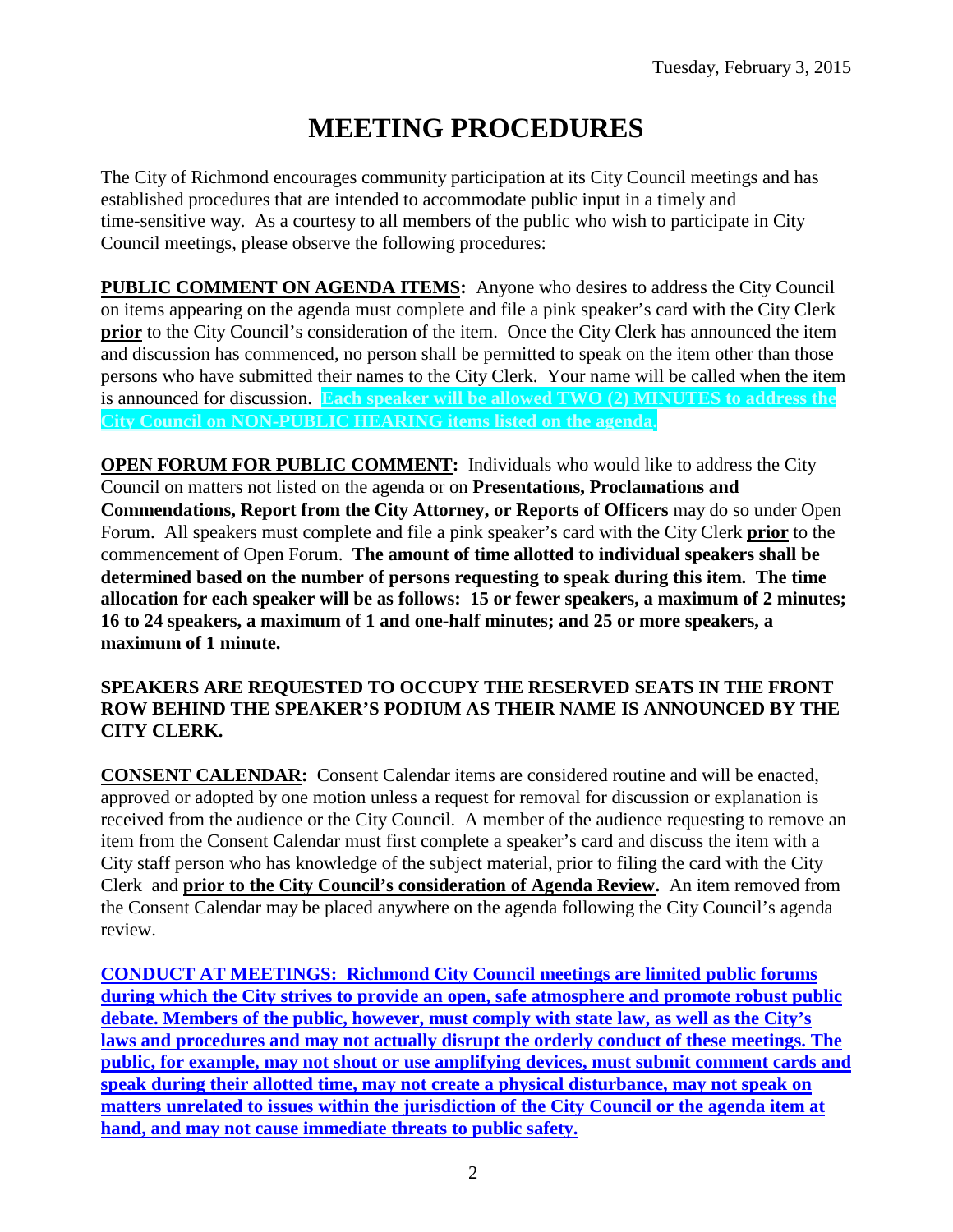Tuesday, February 3, 2015

# MEETING PROCEDURES

The City of Richmond encourages community participation at its City Council meetings and has established procedures that are intended to accommodate public input in a timely and time-sensitive way. As a courtesy to all members of the public who wish to participate in City Council meetings, please observe the following procedures:

**PUBLIC COMMENT ON AGENDA ITEMS:** Anyone who desires to address the City Council on items appearing on the agenda must complete and file a pink speaker's card with the City Clerk **prior** to the City Council's consideration of the item. Once the City Clerk has announced the item and discussion has commenced, no person shall be permitted to speak on the item other than those persons who have submitted their names to the City Clerk. Your name will be called when the item is announced for discussion. **Each speaker will be allowed TWO (2) MINUTES to address the City Council on NON-PUBLIC HEARING items listed on the agenda.**

**OPEN FORUM FOR PUBLIC COMMENT:** Individuals who would like to address the City Council on matters not listed on the agenda or on **Presentations, Proclamations and Commendations, Report from the City Attorney, or Reports of Officers** may do so under Open Forum. All speakers must complete and file a pink speaker's card with the City Clerk **prior** to the commencement of Open Forum. **The amount of time allotted to individual speakers shall be determined based on the number of persons requesting to speak during this item. The time allocation for each speaker will be as follows: 15 or fewer speakers, a maximum of 2 minutes; 16 to 24 speakers, a maximum of 1 and one-half minutes; and 25 or more speakers, a maximum of 1 minute.**

**SPEAKERS ARE REQUESTED TO OCCUPY THE RESERVED SEATS IN THE FRONT ROW BEHIND THE SPEAKER'S PODIUM AS THEIR NAME IS ANNOUNCED BY THE CITY CLERK.**

**CONSENT CALENDAR:** Consent Calendar items are considered routine and will be enacted, approved or adopted by one motion unless a request for removal for discussion or explanation is received from the audience or the City Council. A member of the audience requesting to remove an item from the Consent Calendar must first complete a speaker's card and discuss the item with a City staff person who has knowledge of the subject material, prior to filing the card with the City Clerk and **prior to the City Council's consideration of Agenda Review.** An item removed from the Consent Calendar may be placed anywhere on the agenda following the City Council's agenda review.

**CONDUCT AT MEETINGS: Richmond City Council meetings are limited public forums during which the City strives to provide an open, safe atmosphere and promote robust public debate. Members of the public, however, must comply with state law, as well as the City's laws and procedures and may not actually disrupt the orderly conduct of these meetings. The public, for example, may not shout or use amplifying devices, must submit comment cards and speak during their allotted time, may not create a physical disturbance, may not speak on matters unrelated to issues within the jurisdiction of the City Council or the agenda item at hand, and may not cause immediate threats to public safety.**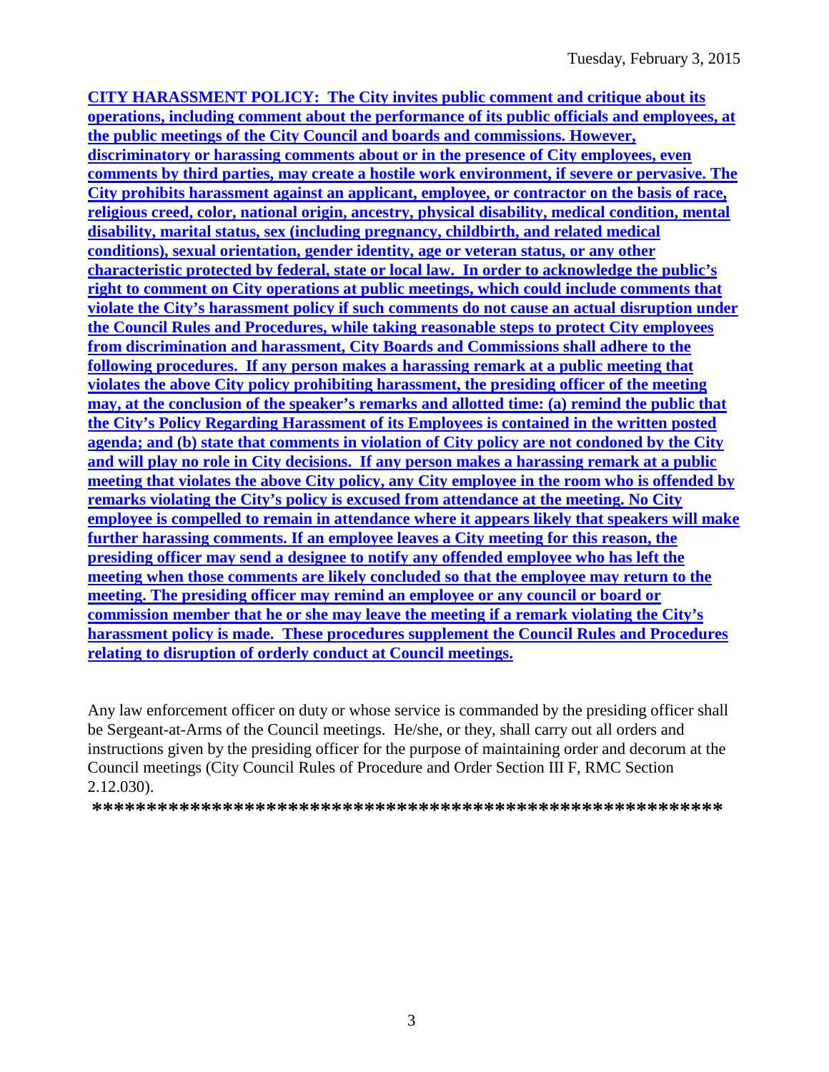**CITY HARASSMENT POLICY: The City invites public comment and critique about its operations, including comment about the performance of its public officials and employees, at the public meetings of the City Council and boards and commissions. However, discriminatory or harassing comments about or in the presence of City employees, even comments by third parties, may create a hostile work environment, if severe or pervasive. The City prohibits harassment against an applicant, employee, or contractor on the basis of race, religious creed, color, national origin, ancestry, physical disability, medical condition, mental disability, marital status, sex (including pregnancy, childbirth, and related medical conditions), sexual orientation, gender identity, age or veteran status, or any other characteristic protected by federal, state or local law. In order to acknowledge the public's right to comment on City operations at public meetings, which could include comments that violate the City's harassment policy if such comments do not cause an actual disruption under the Council Rules and Procedures, while taking reasonable steps to protect City employees from discrimination and harassment, City Boards and Commissions shall adhere to the following procedures. If any person makes a harassing remark at a public meeting that violates the above City policy prohibiting harassment, the presiding officer of the meeting may, at the conclusion of the speaker's remarks and allotted time: (a) remind the public that the City's Policy Regarding Harassment of its Employees is contained in the written posted agenda; and (b) state that comments in violation of City policy are not condoned by the City and will play no role in City decisions. If any person makes a harassing remark at a public meeting that violates the above City policy, any City employee in the room who is offended by remarks violating the City's policy is excused from attendance at the meeting. No City employee is compelled to remain in attendance where it appears likely that speakers will make further harassing comments. If an employee leaves a City meeting for this reason, the presiding officer may send a designee to notify any offended employee who has left the meeting when those comments are likely concluded so that the employee may return to the meeting. The presiding officer may remind an employee or any council or board or commission member that he or she may leave the meeting if a remark violating the City's harassment policy is made. These procedures supplement the Council Rules and Procedures relating to disruption of orderly conduct at Council meetings.**

Any law enforcement officer on duty or whose service is commanded by the presiding officer shall be Sergeant-at-Arms of the Council meetings. He/she, or they, shall carry out all orders and instructions given by the presiding officer for the purpose of maintaining order and decorum at the Council meetings (City Council Rules of Procedure and Order Section III F, RMC Section 2.12.030).

**\*\*\*\*\*\*\*\*\*\*\*\*\*\*\*\*\*\*\*\*\*\*\*\*\*\*\*\*\*\*\*\*\*\*\*\*\*\*\*\*\*\*\*\*\*\*\*\*\*\*\*\*\*\*\*\*\*\*\***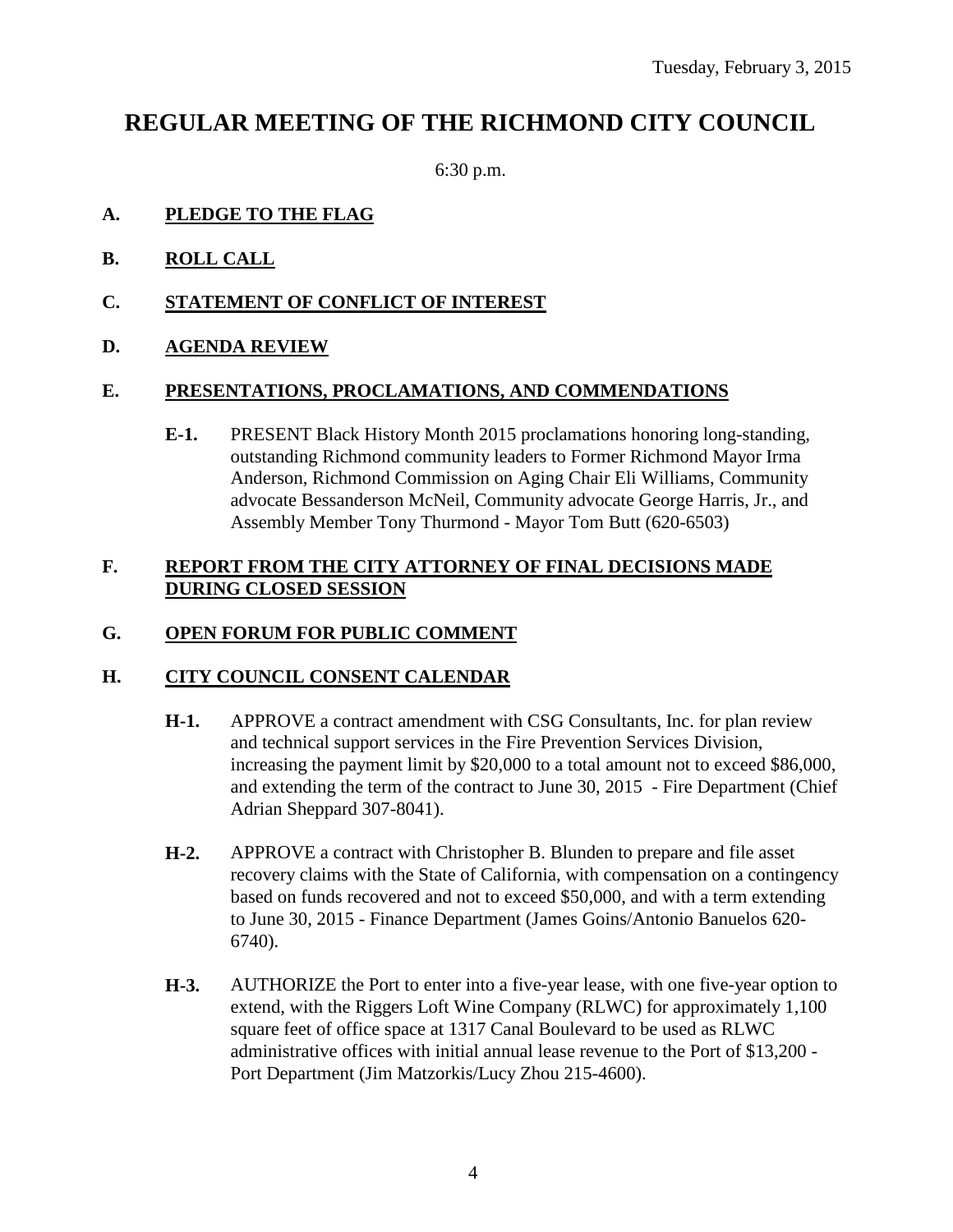Tuesday, February 3, 2015

# REGULAR MEETING OF THE RICHMOND CITY COUNCIL

6:30 p.m.

## A. PLEDGE TO THE FLAG

## B. ROLL CALL

## C. STATEMENT OF CONFLICT OF INTEREST

## D. AGENDA REVIEW

## E. PRESENTATIONS, PROCLAMATIONS, AND COMMENDATIONS

**E-1.** PRESENT Black History Month 2015 proclamations honoring long-standing, outstanding Richmond community leaders to Former Richmond Mayor Irma Anderson, Richmond Commission on Aging Chair Eli Williams, Community advocate Bessanderson McNeil, Community advocate George Harris, Jr., and Assembly Member Tony Thurmond - Mayor Tom Butt (620-6503)

## F. REPORT FROM THE CITY ATTORNEY OF FINAL DECISIONS MADE DURING CLOSED SESSION

## G. OPEN FORUM FOR PUBLIC COMMENT

## H. CITY COUNCIL CONSENT CALENDAR

**H-1.** APPROVE a contract amendment with CSG Consultants, Inc. for plan review and technical support services in the Fire Prevention Services Division, increasing the payment limit by $20,000 to a total amount not to exceed $86,000, and extending the term of the contract to June 30, 2015 - Fire Department (Chief Adrian Sheppard 307-8041).

**H-2.** APPROVE a contract with Christopher B. Blunden to prepare and file asset recovery claims with the State of California, with compensation on a contingency based on funds recovered and not to exceed $50,000, and with a term extending to June 30, 2015 - Finance Department (James Goins/Antonio Banuelos 620-6740).

**H-3.** AUTHORIZE the Port to enter into a five-year lease, with one five-year option to extend, with the Riggers Loft Wine Company (RLWC) for approximately 1,100 square feet of office space at 1317 Canal Boulevard to be used as RLWC administrative offices with initial annual lease revenue to the Port of $13,200 - Port Department (Jim Matzorkis/Lucy Zhou 215-4600).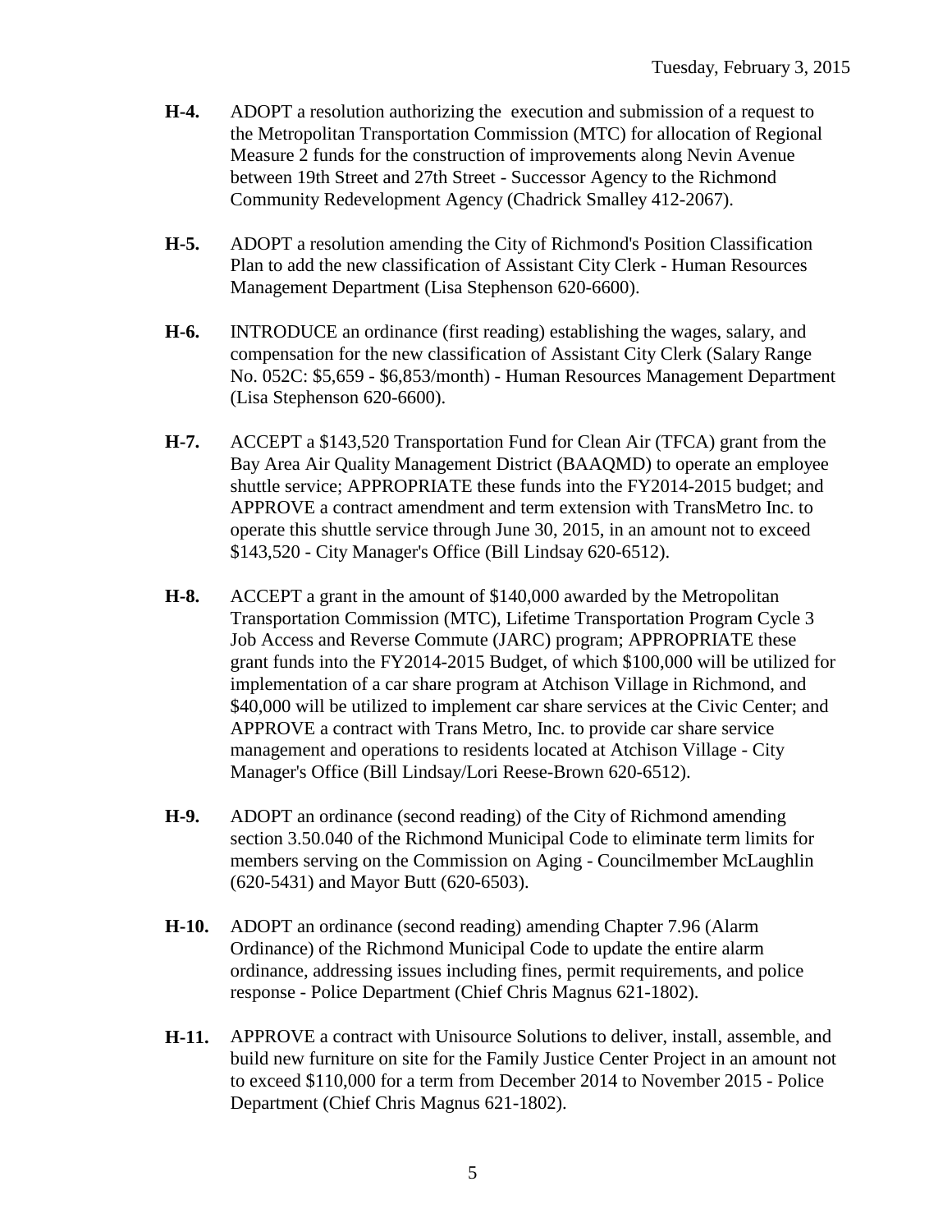**H-4.** ADOPT a resolution authorizing the execution and submission of a request to the Metropolitan Transportation Commission (MTC) for allocation of Regional Measure 2 funds for the construction of improvements along Nevin Avenue between 19th Street and 27th Street - Successor Agency to the Richmond Community Redevelopment Agency (Chadrick Smalley 412-2067).

**H-5.** ADOPT a resolution amending the City of Richmond's Position Classification Plan to add the new classification of Assistant City Clerk - Human Resources Management Department (Lisa Stephenson 620-6600).

**H-6.** INTRODUCE an ordinance (first reading) establishing the wages, salary, and compensation for the new classification of Assistant City Clerk (Salary Range No. 052C: $5,659 - $6,853/month) - Human Resources Management Department (Lisa Stephenson 620-6600).

**H-7.** ACCEPT a $143,520 Transportation Fund for Clean Air (TFCA) grant from the Bay Area Air Quality Management District (BAAQMD) to operate an employee shuttle service; APPROPRIATE these funds into the FY2014-2015 budget; and APPROVE a contract amendment and term extension with TransMetro Inc. to operate this shuttle service through June 30, 2015, in an amount not to exceed $143,520 - City Manager's Office (Bill Lindsay 620-6512).

**H-8.** ACCEPT a grant in the amount of $140,000 awarded by the Metropolitan Transportation Commission (MTC), Lifetime Transportation Program Cycle 3 Job Access and Reverse Commute (JARC) program; APPROPRIATE these grant funds into the FY2014-2015 Budget, of which $100,000 will be utilized for implementation of a car share program at Atchison Village in Richmond, and $40,000 will be utilized to implement car share services at the Civic Center; and APPROVE a contract with Trans Metro, Inc. to provide car share service management and operations to residents located at Atchison Village - City Manager's Office (Bill Lindsay/Lori Reese-Brown 620-6512).

**H-9.** ADOPT an ordinance (second reading) of the City of Richmond amending section 3.50.040 of the Richmond Municipal Code to eliminate term limits for members serving on the Commission on Aging - Councilmember McLaughlin (620-5431) and Mayor Butt (620-6503).

**H-10.** ADOPT an ordinance (second reading) amending Chapter 7.96 (Alarm Ordinance) of the Richmond Municipal Code to update the entire alarm ordinance, addressing issues including fines, permit requirements, and police response - Police Department (Chief Chris Magnus 621-1802).

**H-11.** APPROVE a contract with Unisource Solutions to deliver, install, assemble, and build new furniture on site for the Family Justice Center Project in an amount not to exceed $110,000 for a term from December 2014 to November 2015 - Police Department (Chief Chris Magnus 621-1802).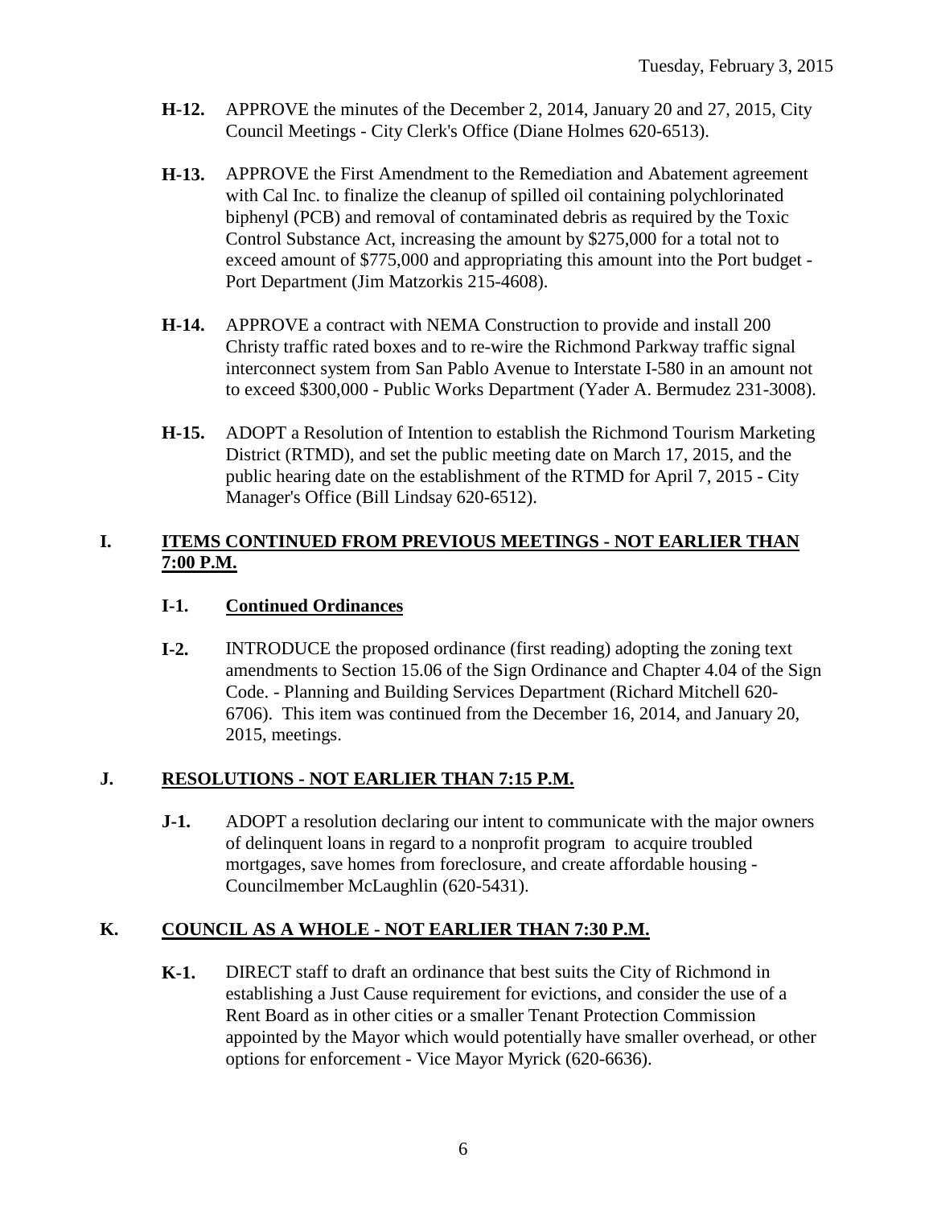**H-12.** APPROVE the minutes of the December 2, 2014, January 20 and 27, 2015, City Council Meetings - City Clerk's Office (Diane Holmes 620-6513).

**H-13.** APPROVE the First Amendment to the Remediation and Abatement agreement with Cal Inc. to finalize the cleanup of spilled oil containing polychlorinated biphenyl (PCB) and removal of contaminated debris as required by the Toxic Control Substance Act, increasing the amount by $275,000 for a total not to exceed amount of $775,000 and appropriating this amount into the Port budget - Port Department (Jim Matzorkis 215-4608).

**H-14.** APPROVE a contract with NEMA Construction to provide and install 200 Christy traffic rated boxes and to re-wire the Richmond Parkway traffic signal interconnect system from San Pablo Avenue to Interstate I-580 in an amount not to exceed $300,000 - Public Works Department (Yader A. Bermudez 231-3008).

**H-15.** ADOPT a Resolution of Intention to establish the Richmond Tourism Marketing District (RTMD), and set the public meeting date on March 17, 2015, and the public hearing date on the establishment of the RTMD for April 7, 2015 - City Manager's Office (Bill Lindsay 620-6512).

## I. ITEMS CONTINUED FROM PREVIOUS MEETINGS - NOT EARLIER THAN 7:00 P.M.

**I-1. Continued Ordinances**

**I-2.** INTRODUCE the proposed ordinance (first reading) adopting the zoning text amendments to Section 15.06 of the Sign Ordinance and Chapter 4.04 of the Sign Code. - Planning and Building Services Department (Richard Mitchell 620-6706). This item was continued from the December 16, 2014, and January 20, 2015, meetings.

## J. RESOLUTIONS - NOT EARLIER THAN 7:15 P.M.

**J-1.** ADOPT a resolution declaring our intent to communicate with the major owners of delinquent loans in regard to a nonprofit program to acquire troubled mortgages, save homes from foreclosure, and create affordable housing - Councilmember McLaughlin (620-5431).

## K. COUNCIL AS A WHOLE - NOT EARLIER THAN 7:30 P.M.

**K-1.** DIRECT staff to draft an ordinance that best suits the City of Richmond in establishing a Just Cause requirement for evictions, and consider the use of a Rent Board as in other cities or a smaller Tenant Protection Commission appointed by the Mayor which would potentially have smaller overhead, or other options for enforcement - Vice Mayor Myrick (620-6636).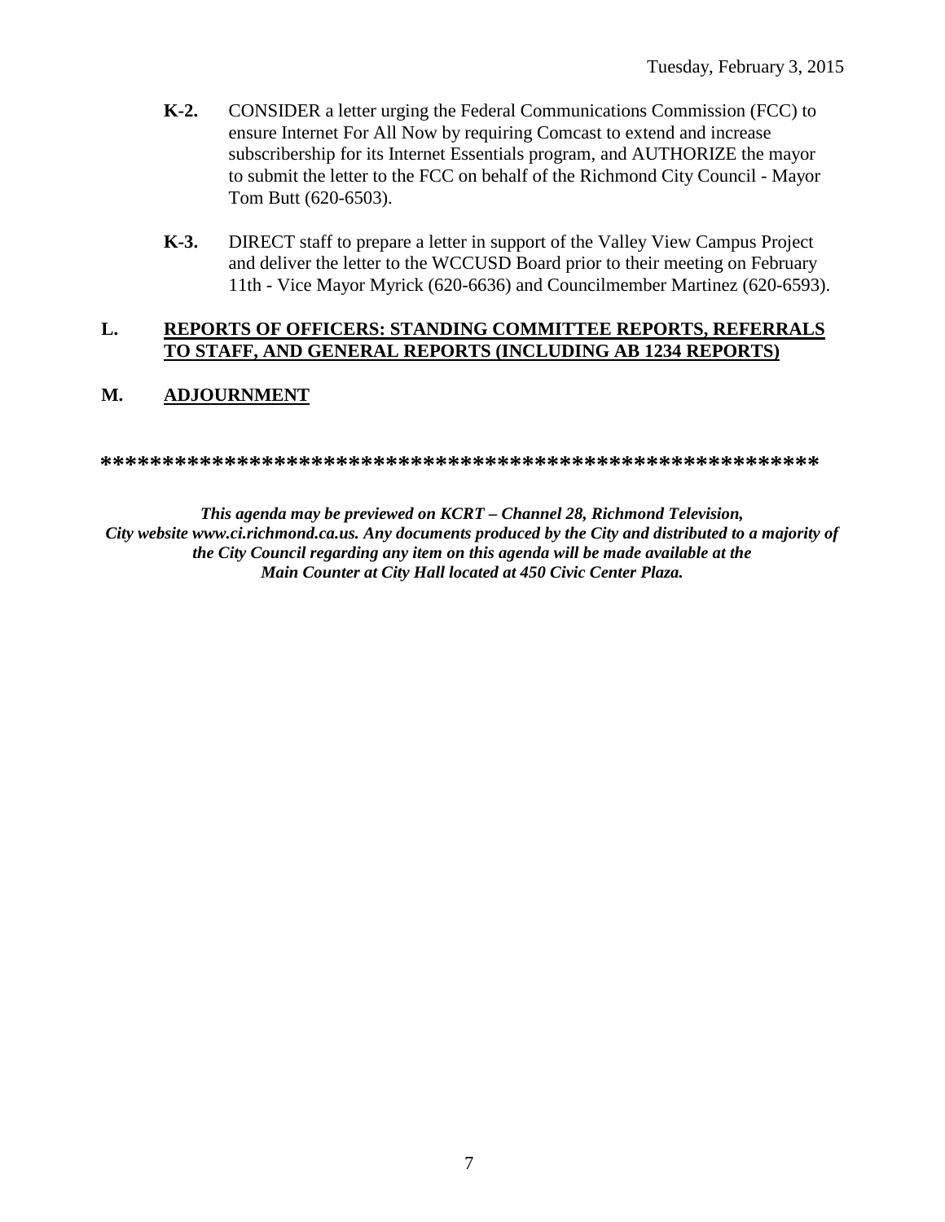**K-2.** CONSIDER a letter urging the Federal Communications Commission (FCC) to ensure Internet For All Now by requiring Comcast to extend and increase subscribership for its Internet Essentials program, and AUTHORIZE the mayor to submit the letter to the FCC on behalf of the Richmond City Council - Mayor Tom Butt (620-6503).

**K-3.** DIRECT staff to prepare a letter in support of the Valley View Campus Project and deliver the letter to the WCCUSD Board prior to their meeting on February 11th - Vice Mayor Myrick (620-6636) and Councilmember Martinez (620-6593).

## L. <u>REPORTS OF OFFICERS: STANDING COMMITTEE REPORTS, REFERRALS TO STAFF, AND GENERAL REPORTS (INCLUDING AB 1234 REPORTS)</u>

## M. <u>ADJOURNMENT</u>

**********************************************************

***This agenda may be previewed on KCRT – Channel 28, Richmond Television, City website www.ci.richmond.ca.us. Any documents produced by the City and distributed to a majority of the City Council regarding any item on this agenda will be made available at the Main Counter at City Hall located at 450 Civic Center Plaza.***